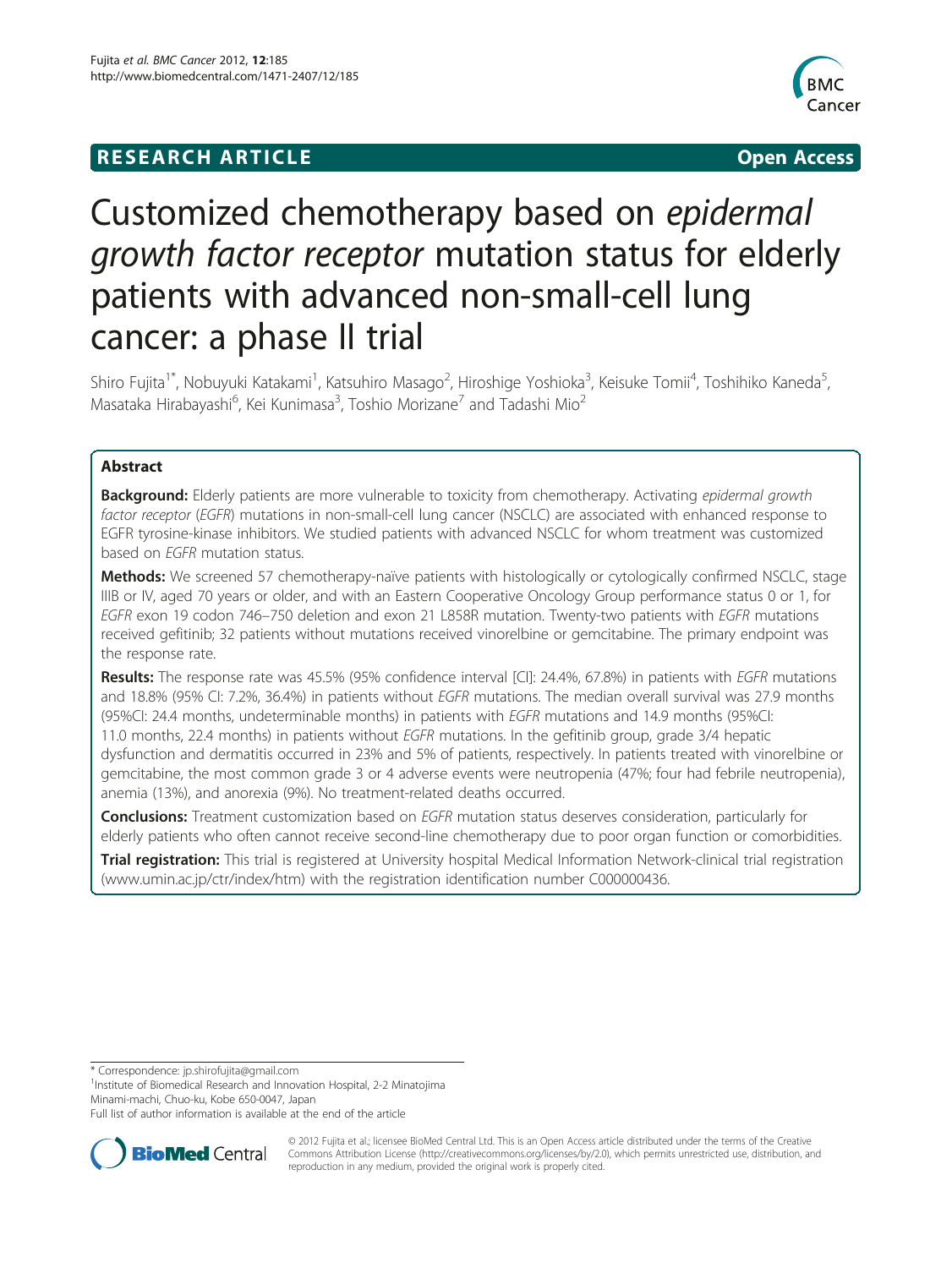# RESEARCH ARTICLE

Open Access

# Customized chemotherapy based on *epidermal growth factor receptor* mutation status for elderly patients with advanced non-small-cell lung cancer: a phase II trial

Shiro Fujita[1*], Nobuyuki Katakami[1], Katsuhiro Masago[2], Hiroshige Yoshioka[3], Keisuke Tomii[4], Toshihiko Kaneda[5], Masataka Hirabayashi[6], Kei Kunimasa[3], Toshio Morizane[7] and Tadashi Mio[2]

## Abstract

**Background:** Elderly patients are more vulnerable to toxicity from chemotherapy. Activating *epidermal growth factor receptor* (*EGFR*) mutations in non-small-cell lung cancer (NSCLC) are associated with enhanced response to EGFR tyrosine-kinase inhibitors. We studied patients with advanced NSCLC for whom treatment was customized based on *EGFR* mutation status.

**Methods:** We screened 57 chemotherapy-naïve patients with histologically or cytologically confirmed NSCLC, stage IIIB or IV, aged 70 years or older, and with an Eastern Cooperative Oncology Group performance status 0 or 1, for *EGFR* exon 19 codon 746–750 deletion and exon 21 L858R mutation. Twenty-two patients with *EGFR* mutations received gefitinib; 32 patients without mutations received vinorelbine or gemcitabine. The primary endpoint was the response rate.

**Results:** The response rate was 45.5% (95% confidence interval [CI]: 24.4%, 67.8%) in patients with *EGFR* mutations and 18.8% (95% CI: 7.2%, 36.4%) in patients without *EGFR* mutations. The median overall survival was 27.9 months (95%CI: 24.4 months, undeterminable months) in patients with *EGFR* mutations and 14.9 months (95%CI: 11.0 months, 22.4 months) in patients without *EGFR* mutations. In the gefitinib group, grade 3/4 hepatic dysfunction and dermatitis occurred in 23% and 5% of patients, respectively. In patients treated with vinorelbine or gemcitabine, the most common grade 3 or 4 adverse events were neutropenia (47%; four had febrile neutropenia), anemia (13%), and anorexia (9%). No treatment-related deaths occurred.

**Conclusions:** Treatment customization based on *EGFR* mutation status deserves consideration, particularly for elderly patients who often cannot receive second-line chemotherapy due to poor organ function or comorbidities.

**Trial registration:** This trial is registered at University hospital Medical Information Network-clinical trial registration (www.umin.ac.jp/ctr/index/htm) with the registration identification number C000000436.

\* Correspondence: jp.shirofujita@gmail.com
[1]Institute of Biomedical Research and Innovation Hospital, 2-2 Minatojima Minami-machi, Chuo-ku, Kobe 650-0047, Japan
Full list of author information is available at the end of the article

© 2012 Fujita et al.; licensee BioMed Central Ltd. This is an Open Access article distributed under the terms of the Creative Commons Attribution License (http://creativecommons.org/licenses/by/2.0), which permits unrestricted use, distribution, and reproduction in any medium, provided the original work is properly cited.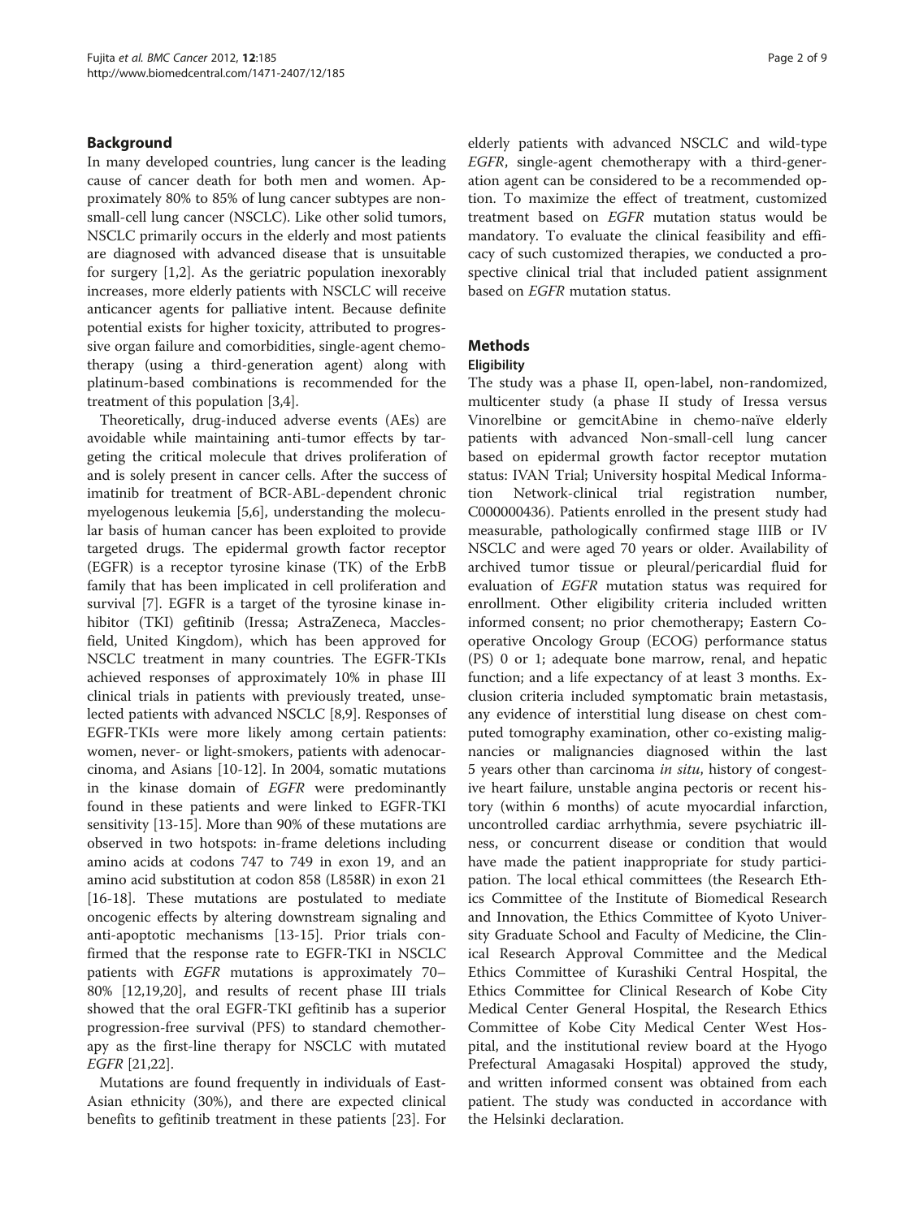## Background

In many developed countries, lung cancer is the leading cause of cancer death for both men and women. Approximately 80% to 85% of lung cancer subtypes are non-small-cell lung cancer (NSCLC). Like other solid tumors, NSCLC primarily occurs in the elderly and most patients are diagnosed with advanced disease that is unsuitable for surgery [1,2]. As the geriatric population inexorably increases, more elderly patients with NSCLC will receive anticancer agents for palliative intent. Because definite potential exists for higher toxicity, attributed to progressive organ failure and comorbidities, single-agent chemotherapy (using a third-generation agent) along with platinum-based combinations is recommended for the treatment of this population [3,4].

Theoretically, drug-induced adverse events (AEs) are avoidable while maintaining anti-tumor effects by targeting the critical molecule that drives proliferation of and is solely present in cancer cells. After the success of imatinib for treatment of BCR-ABL-dependent chronic myelogenous leukemia [5,6], understanding the molecular basis of human cancer has been exploited to provide targeted drugs. The epidermal growth factor receptor (EGFR) is a receptor tyrosine kinase (TK) of the ErbB family that has been implicated in cell proliferation and survival [7]. EGFR is a target of the tyrosine kinase inhibitor (TKI) gefitinib (Iressa; AstraZeneca, Macclesfield, United Kingdom), which has been approved for NSCLC treatment in many countries. The EGFR-TKIs achieved responses of approximately 10% in phase III clinical trials in patients with previously treated, unselected patients with advanced NSCLC [8,9]. Responses of EGFR-TKIs were more likely among certain patients: women, never- or light-smokers, patients with adenocarcinoma, and Asians [10-12]. In 2004, somatic mutations in the kinase domain of *EGFR* were predominantly found in these patients and were linked to EGFR-TKI sensitivity [13-15]. More than 90% of these mutations are observed in two hotspots: in-frame deletions including amino acids at codons 747 to 749 in exon 19, and an amino acid substitution at codon 858 (L858R) in exon 21 [16-18]. These mutations are postulated to mediate oncogenic effects by altering downstream signaling and anti-apoptotic mechanisms [13-15]. Prior trials confirmed that the response rate to EGFR-TKI in NSCLC patients with *EGFR* mutations is approximately 70–80% [12,19,20], and results of recent phase III trials showed that the oral EGFR-TKI gefitinib has a superior progression-free survival (PFS) to standard chemotherapy as the first-line therapy for NSCLC with mutated *EGFR* [21,22].

Mutations are found frequently in individuals of East-Asian ethnicity (30%), and there are expected clinical benefits to gefitinib treatment in these patients [23]. For elderly patients with advanced NSCLC and wild-type *EGFR*, single-agent chemotherapy with a third-generation agent can be considered to be a recommended option. To maximize the effect of treatment, customized treatment based on *EGFR* mutation status would be mandatory. To evaluate the clinical feasibility and efficacy of such customized therapies, we conducted a prospective clinical trial that included patient assignment based on *EGFR* mutation status.

## Methods

### Eligibility

The study was a phase II, open-label, non-randomized, multicenter study (a phase II study of Iressa versus Vinorelbine or gemcitAbine in chemo-naïve elderly patients with advanced Non-small-cell lung cancer based on epidermal growth factor receptor mutation status: IVAN Trial; University hospital Medical Information Network-clinical trial registration number, C000000436). Patients enrolled in the present study had measurable, pathologically confirmed stage IIIB or IV NSCLC and were aged 70 years or older. Availability of archived tumor tissue or pleural/pericardial fluid for evaluation of *EGFR* mutation status was required for enrollment. Other eligibility criteria included written informed consent; no prior chemotherapy; Eastern Cooperative Oncology Group (ECOG) performance status (PS) 0 or 1; adequate bone marrow, renal, and hepatic function; and a life expectancy of at least 3 months. Exclusion criteria included symptomatic brain metastasis, any evidence of interstitial lung disease on chest computed tomography examination, other co-existing malignancies or malignancies diagnosed within the last 5 years other than carcinoma *in situ*, history of congestive heart failure, unstable angina pectoris or recent history (within 6 months) of acute myocardial infarction, uncontrolled cardiac arrhythmia, severe psychiatric illness, or concurrent disease or condition that would have made the patient inappropriate for study participation. The local ethical committees (the Research Ethics Committee of the Institute of Biomedical Research and Innovation, the Ethics Committee of Kyoto University Graduate School and Faculty of Medicine, the Clinical Research Approval Committee and the Medical Ethics Committee of Kurashiki Central Hospital, the Ethics Committee for Clinical Research of Kobe City Medical Center General Hospital, the Research Ethics Committee of Kobe City Medical Center West Hospital, and the institutional review board at the Hyogo Prefectural Amagasaki Hospital) approved the study, and written informed consent was obtained from each patient. The study was conducted in accordance with the Helsinki declaration.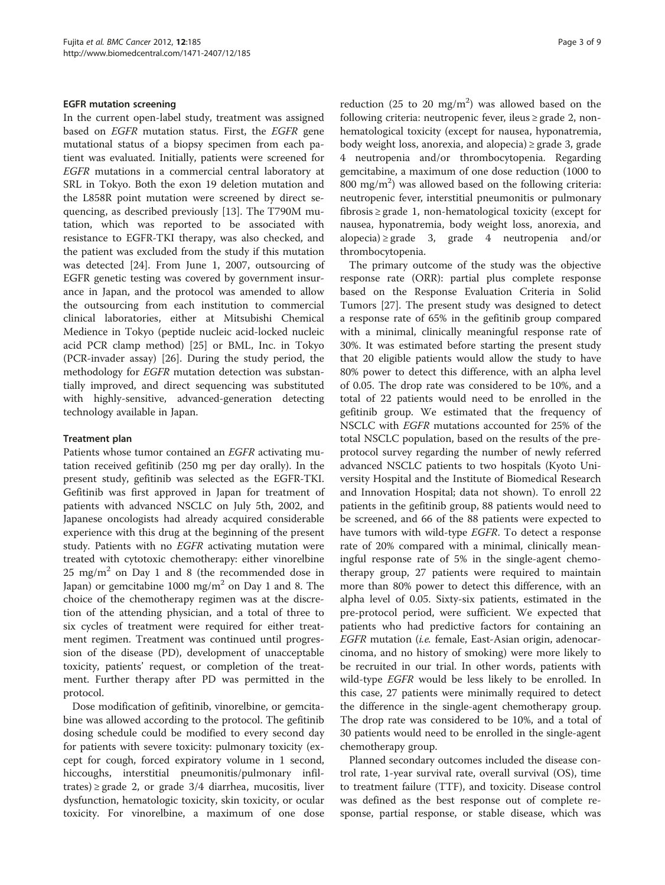### EGFR mutation screening

In the current open-label study, treatment was assigned based on *EGFR* mutation status. First, the *EGFR* gene mutational status of a biopsy specimen from each patient was evaluated. Initially, patients were screened for *EGFR* mutations in a commercial central laboratory at SRL in Tokyo. Both the exon 19 deletion mutation and the L858R point mutation were screened by direct sequencing, as described previously [13]. The T790M mutation, which was reported to be associated with resistance to EGFR-TKI therapy, was also checked, and the patient was excluded from the study if this mutation was detected [24]. From June 1, 2007, outsourcing of EGFR genetic testing was covered by government insurance in Japan, and the protocol was amended to allow the outsourcing from each institution to commercial clinical laboratories, either at Mitsubishi Chemical Medience in Tokyo (peptide nucleic acid-locked nucleic acid PCR clamp method) [25] or BML, Inc. in Tokyo (PCR-invader assay) [26]. During the study period, the methodology for *EGFR* mutation detection was substantially improved, and direct sequencing was substituted with highly-sensitive, advanced-generation detecting technology available in Japan.

### Treatment plan

Patients whose tumor contained an *EGFR* activating mutation received gefitinib (250 mg per day orally). In the present study, gefitinib was selected as the EGFR-TKI. Gefitinib was first approved in Japan for treatment of patients with advanced NSCLC on July 5th, 2002, and Japanese oncologists had already acquired considerable experience with this drug at the beginning of the present study. Patients with no *EGFR* activating mutation were treated with cytotoxic chemotherapy: either vinorelbine 25 mg/m$^2$ on Day 1 and 8 (the recommended dose in Japan) or gemcitabine 1000 mg/m$^2$ on Day 1 and 8. The choice of the chemotherapy regimen was at the discretion of the attending physician, and a total of three to six cycles of treatment were required for either treatment regimen. Treatment was continued until progression of the disease (PD), development of unacceptable toxicity, patients' request, or completion of the treatment. Further therapy after PD was permitted in the protocol.

Dose modification of gefitinib, vinorelbine, or gemcitabine was allowed according to the protocol. The gefitinib dosing schedule could be modified to every second day for patients with severe toxicity: pulmonary toxicity (except for cough, forced expiratory volume in 1 second, hiccoughs, interstitial pneumonitis/pulmonary infiltrates) ≥ grade 2, or grade 3/4 diarrhea, mucositis, liver dysfunction, hematologic toxicity, skin toxicity, or ocular toxicity. For vinorelbine, a maximum of one dose reduction (25 to 20 mg/m$^2$) was allowed based on the following criteria: neutropenic fever, ileus ≥ grade 2, non-hematological toxicity (except for nausea, hyponatremia, body weight loss, anorexia, and alopecia) ≥ grade 3, grade 4 neutropenia and/or thrombocytopenia. Regarding gemcitabine, a maximum of one dose reduction (1000 to 800 mg/m$^2$) was allowed based on the following criteria: neutropenic fever, interstitial pneumonitis or pulmonary fibrosis ≥ grade 1, non-hematological toxicity (except for nausea, hyponatremia, body weight loss, anorexia, and alopecia) ≥ grade 3, grade 4 neutropenia and/or thrombocytopenia.

The primary outcome of the study was the objective response rate (ORR): partial plus complete response based on the Response Evaluation Criteria in Solid Tumors [27]. The present study was designed to detect a response rate of 65% in the gefitinib group compared with a minimal, clinically meaningful response rate of 30%. It was estimated before starting the present study that 20 eligible patients would allow the study to have 80% power to detect this difference, with an alpha level of 0.05. The drop rate was considered to be 10%, and a total of 22 patients would need to be enrolled in the gefitinib group. We estimated that the frequency of NSCLC with *EGFR* mutations accounted for 25% of the total NSCLC population, based on the results of the pre-protocol survey regarding the number of newly referred advanced NSCLC patients to two hospitals (Kyoto University Hospital and the Institute of Biomedical Research and Innovation Hospital; data not shown). To enroll 22 patients in the gefitinib group, 88 patients would need to be screened, and 66 of the 88 patients were expected to have tumors with wild-type *EGFR*. To detect a response rate of 20% compared with a minimal, clinically meaningful response rate of 5% in the single-agent chemotherapy group, 27 patients were required to maintain more than 80% power to detect this difference, with an alpha level of 0.05. Sixty-six patients, estimated in the pre-protocol period, were sufficient. We expected that patients who had predictive factors for containing an *EGFR* mutation (*i.e.* female, East-Asian origin, adenocarcinoma, and no history of smoking) were more likely to be recruited in our trial. In other words, patients with wild-type *EGFR* would be less likely to be enrolled. In this case, 27 patients were minimally required to detect the difference in the single-agent chemotherapy group. The drop rate was considered to be 10%, and a total of 30 patients would need to be enrolled in the single-agent chemotherapy group.

Planned secondary outcomes included the disease control rate, 1-year survival rate, overall survival (OS), time to treatment failure (TTF), and toxicity. Disease control was defined as the best response out of complete response, partial response, or stable disease, which was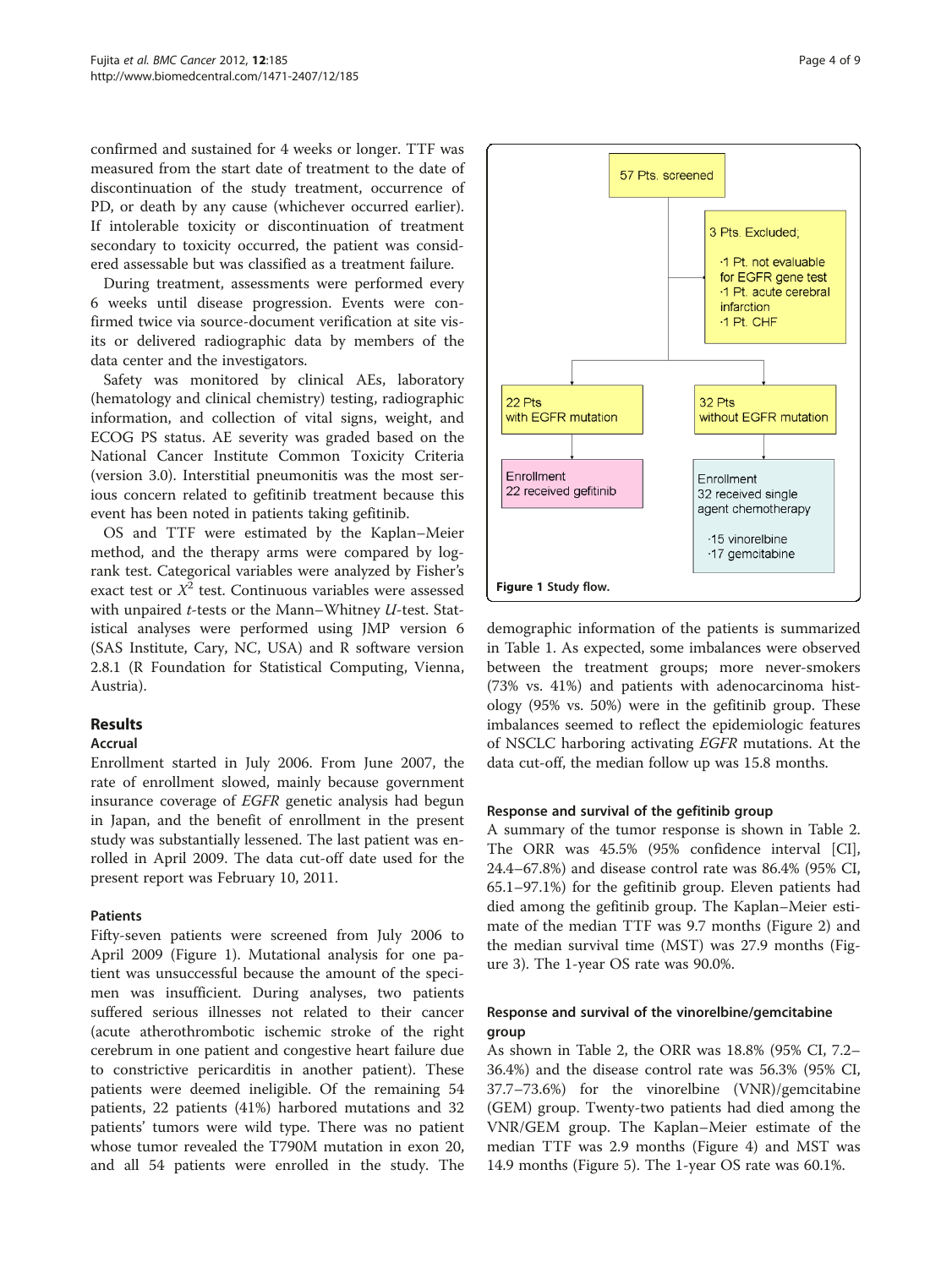confirmed and sustained for 4 weeks or longer. TTF was measured from the start date of treatment to the date of discontinuation of the study treatment, occurrence of PD, or death by any cause (whichever occurred earlier). If intolerable toxicity or discontinuation of treatment secondary to toxicity occurred, the patient was considered assessable but was classified as a treatment failure.

During treatment, assessments were performed every 6 weeks until disease progression. Events were confirmed twice via source-document verification at site visits or delivered radiographic data by members of the data center and the investigators.

Safety was monitored by clinical AEs, laboratory (hematology and clinical chemistry) testing, radiographic information, and collection of vital signs, weight, and ECOG PS status. AE severity was graded based on the National Cancer Institute Common Toxicity Criteria (version 3.0). Interstitial pneumonitis was the most serious concern related to gefitinib treatment because this event has been noted in patients taking gefitinib.

OS and TTF were estimated by the Kaplan–Meier method, and the therapy arms were compared by log-rank test. Categorical variables were analyzed by Fisher's exact test or $X^2$ test. Continuous variables were assessed with unpaired *t*-tests or the Mann–Whitney *U*-test. Statistical analyses were performed using JMP version 6 (SAS Institute, Cary, NC, USA) and R software version 2.8.1 (R Foundation for Statistical Computing, Vienna, Austria).

## Results

### Accrual

Enrollment started in July 2006. From June 2007, the rate of enrollment slowed, mainly because government insurance coverage of *EGFR* genetic analysis had begun in Japan, and the benefit of enrollment in the present study was substantially lessened. The last patient was enrolled in April 2009. The data cut-off date used for the present report was February 10, 2011.

### Patients

Fifty-seven patients were screened from July 2006 to April 2009 (Figure 1). Mutational analysis for one patient was unsuccessful because the amount of the specimen was insufficient. During analyses, two patients suffered serious illnesses not related to their cancer (acute atherothrombotic ischemic stroke of the right cerebrum in one patient and congestive heart failure due to constrictive pericarditis in another patient). These patients were deemed ineligible. Of the remaining 54 patients, 22 patients (41%) harbored mutations and 32 patients' tumors were wild type. There was no patient whose tumor revealed the T790M mutation in exon 20, and all 54 patients were enrolled in the study. The demographic information of the patients is summarized in Table 1. As expected, some imbalances were observed between the treatment groups; more never-smokers (73% vs. 41%) and patients with adenocarcinoma histology (95% vs. 50%) were in the gefitinib group. These imbalances seemed to reflect the epidemiologic features of NSCLC harboring activating *EGFR* mutations. At the data cut-off, the median follow up was 15.8 months.

57 Pts. screened

3 Pts. Excluded;
- 1 Pt. not evaluable for EGFR gene test
- 1 Pt. acute cerebral infarction
- 1 Pt. CHF

22 Pts with EGFR mutation → Enrollment 22 received gefitinib

32 Pts without EGFR mutation → Enrollment 32 received single agent chemotherapy
- 15 vinorelbine
- 17 gemcitabine

**Figure 1** Study flow.

### Response and survival of the gefitinib group

A summary of the tumor response is shown in Table 2. The ORR was 45.5% (95% confidence interval [CI], 24.4–67.8%) and disease control rate was 86.4% (95% CI, 65.1–97.1%) for the gefitinib group. Eleven patients had died among the gefitinib group. The Kaplan–Meier estimate of the median TTF was 9.7 months (Figure 2) and the median survival time (MST) was 27.9 months (Figure 3). The 1-year OS rate was 90.0%.

### Response and survival of the vinorelbine/gemcitabine group

As shown in Table 2, the ORR was 18.8% (95% CI, 7.2–36.4%) and the disease control rate was 56.3% (95% CI, 37.7–73.6%) for the vinorelbine (VNR)/gemcitabine (GEM) group. Twenty-two patients had died among the VNR/GEM group. The Kaplan–Meier estimate of the median TTF was 2.9 months (Figure 4) and MST was 14.9 months (Figure 5). The 1-year OS rate was 60.1%.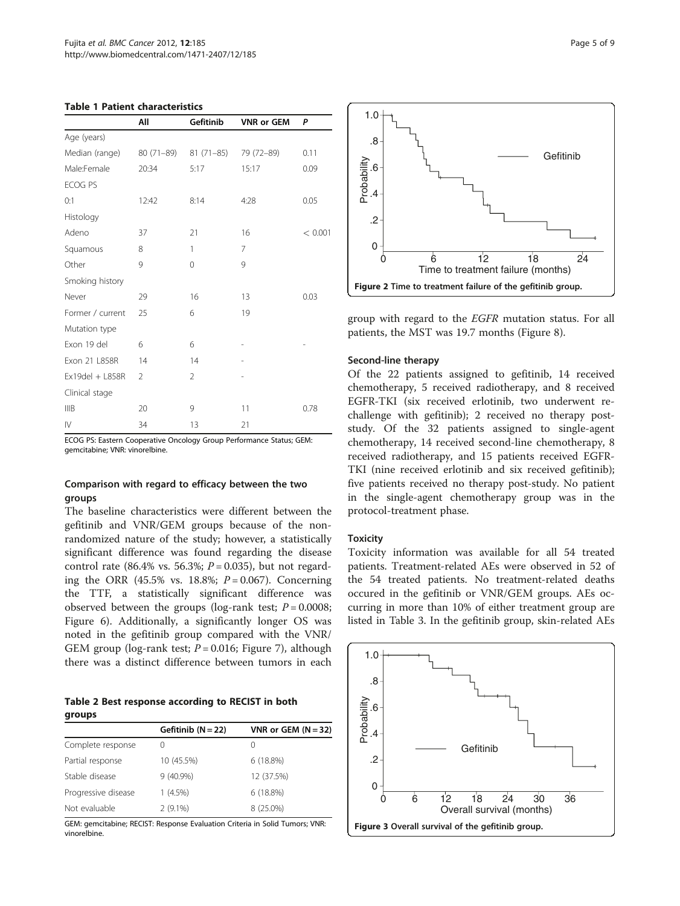**Table 1 Patient characteristics**

| | All | Gefitinib | VNR or GEM | P |
|---|---|---|---|---|
| Age (years) | | | | |
| Median (range) | 80 (71–89) | 81 (71–85) | 79 (72–89) | 0.11 |
| Male:Female | 20:34 | 5:17 | 15:17 | 0.09 |
| ECOG PS | | | | |
| 0:1 | 12:42 | 8:14 | 4:28 | 0.05 |
| Histology | | | | |
| Adeno | 37 | 21 | 16 | < 0.001 |
| Squamous | 8 | 1 | 7 | |
| Other | 9 | 0 | 9 | |
| Smoking history | | | | |
| Never | 29 | 16 | 13 | 0.03 |
| Former / current | 25 | 6 | 19 | |
| Mutation type | | | | |
| Exon 19 del | 6 | 6 | - | - |
| Exon 21 L858R | 14 | 14 | - | |
| Ex19del + L858R | 2 | 2 | - | |
| Clinical stage | | | | |
| IIIB | 20 | 9 | 11 | 0.78 |
| IV | 34 | 13 | 21 | |

ECOG PS: Eastern Cooperative Oncology Group Performance Status; GEM: gemcitabine; VNR: vinorelbine.

### Comparison with regard to efficacy between the two groups

The baseline characteristics were different between the gefitinib and VNR/GEM groups because of the non-randomized nature of the study; however, a statistically significant difference was found regarding the disease control rate (86.4% vs. 56.3%; $P = 0.035$), but not regarding the ORR (45.5% vs. 18.8%; $P = 0.067$). Concerning the TTF, a statistically significant difference was observed between the groups (log-rank test; $P = 0.0008$; Figure 6). Additionally, a significantly longer OS was noted in the gefitinib group compared with the VNR/GEM group (log-rank test; $P = 0.016$; Figure 7), although there was a distinct difference between tumors in each group with regard to the *EGFR* mutation status. For all patients, the MST was 19.7 months (Figure 8).

**Table 2 Best response according to RECIST in both groups**

| | Gefitinib (N = 22) | VNR or GEM (N = 32) |
|---|---|---|
| Complete response | 0 | 0 |
| Partial response | 10 (45.5%) | 6 (18.8%) |
| Stable disease | 9 (40.9%) | 12 (37.5%) |
| Progressive disease | 1 (4.5%) | 6 (18.8%) |
| Not evaluable | 2 (9.1%) | 8 (25.0%) |

GEM: gemcitabine; RECIST: Response Evaluation Criteria in Solid Tumors; VNR: vinorelbine.

**Figure 2 Time to treatment failure of the gefitinib group.**

### Second-line therapy

Of the 22 patients assigned to gefitinib, 14 received chemotherapy, 5 received radiotherapy, and 8 received EGFR-TKI (six received erlotinib, two underwent re-challenge with gefitinib); 2 received no therapy post-study. Of the 32 patients assigned to single-agent chemotherapy, 14 received second-line chemotherapy, 8 received radiotherapy, and 15 patients received EGFR-TKI (nine received erlotinib and six received gefitinib); five patients received no therapy post-study. No patient in the single-agent chemotherapy group was in the protocol-treatment phase.

### Toxicity

Toxicity information was available for all 54 treated patients. Treatment-related AEs were observed in 52 of the 54 treated patients. No treatment-related deaths occured in the gefitinib or VNR/GEM groups. AEs occurring in more than 10% of either treatment group are listed in Table 3. In the gefitinib group, skin-related AEs

**Figure 3 Overall survival of the gefitinib group.**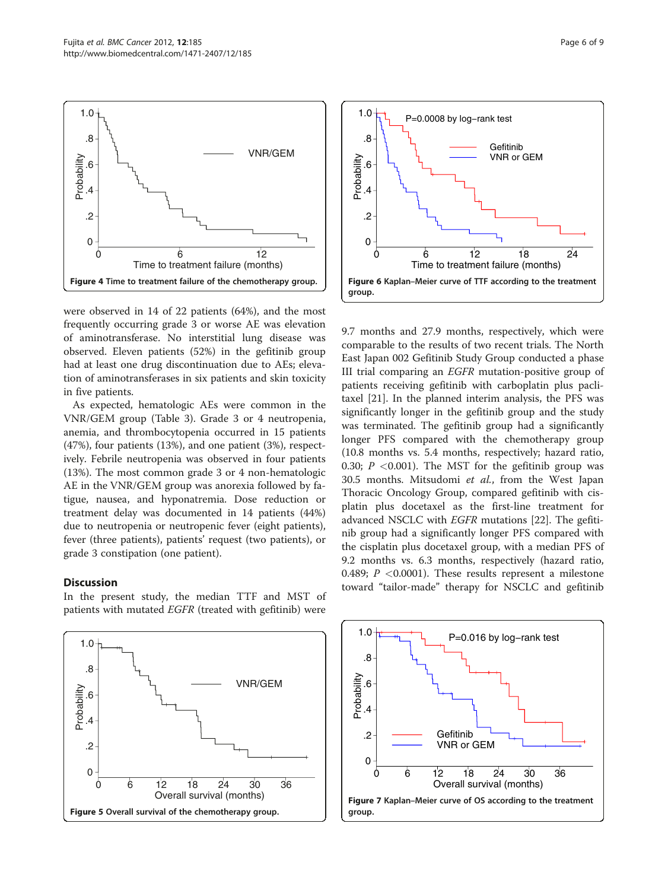Figure 4 Time to treatment failure of the chemotherapy group.

Figure 6 Kaplan–Meier curve of TTF according to the treatment group.

were observed in 14 of 22 patients (64%), and the most frequently occurring grade 3 or worse AE was elevation of aminotransferase. No interstitial lung disease was observed. Eleven patients (52%) in the gefitinib group had at least one drug discontinuation due to AEs; elevation of aminotransferases in six patients and skin toxicity in five patients.

As expected, hematologic AEs were common in the VNR/GEM group (Table 3). Grade 3 or 4 neutropenia, anemia, and thrombocytopenia occurred in 15 patients (47%), four patients (13%), and one patient (3%), respectively. Febrile neutropenia was observed in four patients (13%). The most common grade 3 or 4 non-hematologic AE in the VNR/GEM group was anorexia followed by fatigue, nausea, and hyponatremia. Dose reduction or treatment delay was documented in 14 patients (44%) due to neutropenia or neutropenic fever (eight patients), fever (three patients), patients' request (two patients), or grade 3 constipation (one patient).

## Discussion

In the present study, the median TTF and MST of patients with mutated *EGFR* (treated with gefitinib) were 9.7 months and 27.9 months, respectively, which were comparable to the results of two recent trials. The North East Japan 002 Gefitinib Study Group conducted a phase III trial comparing an *EGFR* mutation-positive group of patients receiving gefitinib with carboplatin plus paclitaxel [21]. In the planned interim analysis, the PFS was significantly longer in the gefitinib group and the study was terminated. The gefitinib group had a significantly longer PFS compared with the chemotherapy group (10.8 months vs. 5.4 months, respectively; hazard ratio, 0.30; $P$ <0.001). The MST for the gefitinib group was 30.5 months. Mitsudomi *et al.*, from the West Japan Thoracic Oncology Group, compared gefitinib with cisplatin plus docetaxel as the first-line treatment for advanced NSCLC with *EGFR* mutations [22]. The gefitinib group had a significantly longer PFS compared with the cisplatin plus docetaxel group, with a median PFS of 9.2 months vs. 6.3 months, respectively (hazard ratio, 0.489; $P$ <0.0001). These results represent a milestone toward "tailor-made" therapy for NSCLC and gefitinib

Figure 5 Overall survival of the chemotherapy group.

Figure 7 Kaplan–Meier curve of OS according to the treatment group.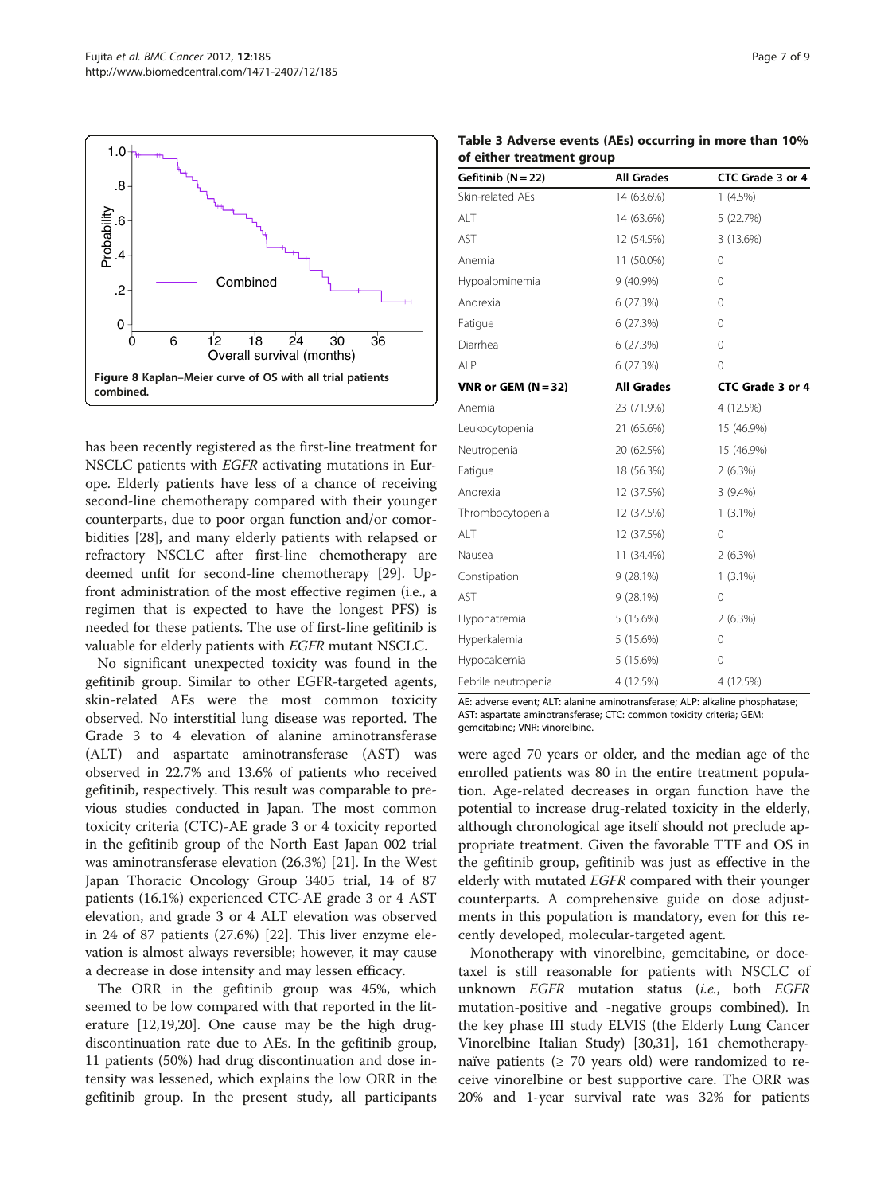Figure 8 Kaplan–Meier curve of OS with all trial patients combined.

has been recently registered as the first-line treatment for NSCLC patients with *EGFR* activating mutations in Europe. Elderly patients have less of a chance of receiving second-line chemotherapy compared with their younger counterparts, due to poor organ function and/or comorbidities [28], and many elderly patients with relapsed or refractory NSCLC after first-line chemotherapy are deemed unfit for second-line chemotherapy [29]. Upfront administration of the most effective regimen (i.e., a regimen that is expected to have the longest PFS) is needed for these patients. The use of first-line gefitinib is valuable for elderly patients with *EGFR* mutant NSCLC.

No significant unexpected toxicity was found in the gefitinib group. Similar to other EGFR-targeted agents, skin-related AEs were the most common toxicity observed. No interstitial lung disease was reported. The Grade 3 to 4 elevation of alanine aminotransferase (ALT) and aspartate aminotransferase (AST) was observed in 22.7% and 13.6% of patients who received gefitinib, respectively. This result was comparable to previous studies conducted in Japan. The most common toxicity criteria (CTC)-AE grade 3 or 4 toxicity reported in the gefitinib group of the North East Japan 002 trial was aminotransferase elevation (26.3%) [21]. In the West Japan Thoracic Oncology Group 3405 trial, 14 of 87 patients (16.1%) experienced CTC-AE grade 3 or 4 AST elevation, and grade 3 or 4 ALT elevation was observed in 24 of 87 patients (27.6%) [22]. This liver enzyme elevation is almost always reversible; however, it may cause a decrease in dose intensity and may lessen efficacy.

The ORR in the gefitinib group was 45%, which seemed to be low compared with that reported in the literature [12,19,20]. One cause may be the high drug-discontinuation rate due to AEs. In the gefitinib group, 11 patients (50%) had drug discontinuation and dose intensity was lessened, which explains the low ORR in the gefitinib group. In the present study, all participants were aged 70 years or older, and the median age of the enrolled patients was 80 in the entire treatment population. Age-related decreases in organ function have the potential to increase drug-related toxicity in the elderly, although chronological age itself should not preclude appropriate treatment. Given the favorable TTF and OS in the gefitinib group, gefitinib was just as effective in the elderly with mutated *EGFR* compared with their younger counterparts. A comprehensive guide on dose adjustments in this population is mandatory, even for this recently developed, molecular-targeted agent.

Monotherapy with vinorelbine, gemcitabine, or docetaxel is still reasonable for patients with NSCLC of unknown *EGFR* mutation status (*i.e.*, both *EGFR* mutation-positive and -negative groups combined). In the key phase III study ELVIS (the Elderly Lung Cancer Vinorelbine Italian Study) [30,31], 161 chemotherapy-naïve patients (≥ 70 years old) were randomized to receive vinorelbine or best supportive care. The ORR was 20% and 1-year survival rate was 32% for patients

**Table 3 Adverse events (AEs) occurring in more than 10% of either treatment group**

| Gefitinib (N = 22) | All Grades | CTC Grade 3 or 4 |
|---|---|---|
| Skin-related AEs | 14 (63.6%) | 1 (4.5%) |
| ALT | 14 (63.6%) | 5 (22.7%) |
| AST | 12 (54.5%) | 3 (13.6%) |
| Anemia | 11 (50.0%) | 0 |
| Hypoalbminemia | 9 (40.9%) | 0 |
| Anorexia | 6 (27.3%) | 0 |
| Fatigue | 6 (27.3%) | 0 |
| Diarrhea | 6 (27.3%) | 0 |
| ALP | 6 (27.3%) | 0 |
| **VNR or GEM (N = 32)** | **All Grades** | **CTC Grade 3 or 4** |
| Anemia | 23 (71.9%) | 4 (12.5%) |
| Leukocytopenia | 21 (65.6%) | 15 (46.9%) |
| Neutropenia | 20 (62.5%) | 15 (46.9%) |
| Fatigue | 18 (56.3%) | 2 (6.3%) |
| Anorexia | 12 (37.5%) | 3 (9.4%) |
| Thrombocytopenia | 12 (37.5%) | 1 (3.1%) |
| ALT | 12 (37.5%) | 0 |
| Nausea | 11 (34.4%) | 2 (6.3%) |
| Constipation | 9 (28.1%) | 1 (3.1%) |
| AST | 9 (28.1%) | 0 |
| Hyponatremia | 5 (15.6%) | 2 (6.3%) |
| Hyperkalemia | 5 (15.6%) | 0 |
| Hypocalcemia | 5 (15.6%) | 0 |
| Febrile neutropenia | 4 (12.5%) | 4 (12.5%) |

AE: adverse event; ALT: alanine aminotransferase; ALP: alkaline phosphatase; AST: aspartate aminotransferase; CTC: common toxicity criteria; GEM: gemcitabine; VNR: vinorelbine.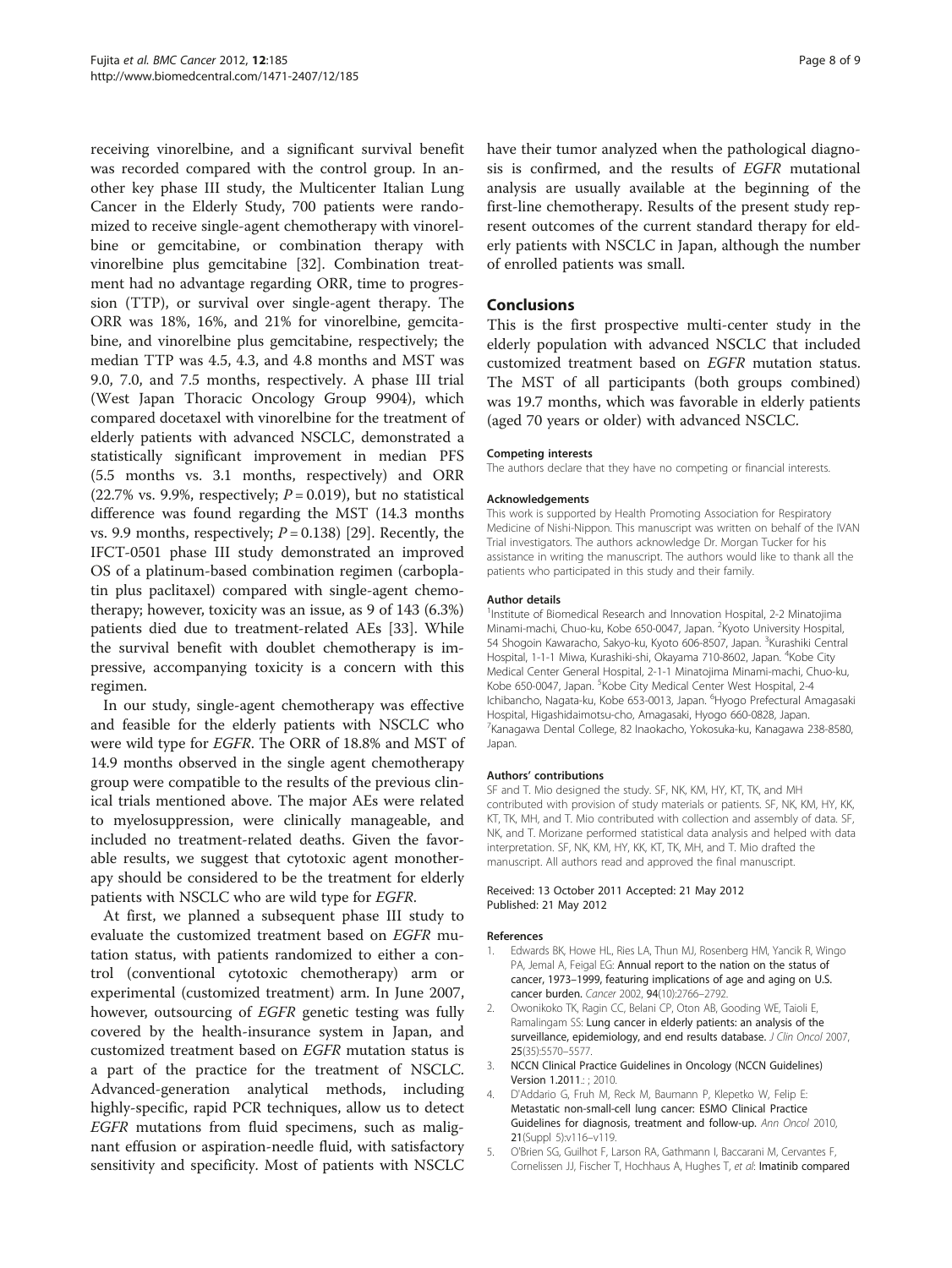receiving vinorelbine, and a significant survival benefit was recorded compared with the control group. In another key phase III study, the Multicenter Italian Lung Cancer in the Elderly Study, 700 patients were randomized to receive single-agent chemotherapy with vinorelbine or gemcitabine, or combination therapy with vinorelbine plus gemcitabine [32]. Combination treatment had no advantage regarding ORR, time to progression (TTP), or survival over single-agent therapy. The ORR was 18%, 16%, and 21% for vinorelbine, gemcitabine, and vinorelbine plus gemcitabine, respectively; the median TTP was 4.5, 4.3, and 4.8 months and MST was 9.0, 7.0, and 7.5 months, respectively. A phase III trial (West Japan Thoracic Oncology Group 9904), which compared docetaxel with vinorelbine for the treatment of elderly patients with advanced NSCLC, demonstrated a statistically significant improvement in median PFS (5.5 months vs. 3.1 months, respectively) and ORR (22.7% vs. 9.9%, respectively; $P = 0.019$), but no statistical difference was found regarding the MST (14.3 months vs. 9.9 months, respectively; $P = 0.138$) [29]. Recently, the IFCT-0501 phase III study demonstrated an improved OS of a platinum-based combination regimen (carboplatin plus paclitaxel) compared with single-agent chemotherapy; however, toxicity was an issue, as 9 of 143 (6.3%) patients died due to treatment-related AEs [33]. While the survival benefit with doublet chemotherapy is impressive, accompanying toxicity is a concern with this regimen.

In our study, single-agent chemotherapy was effective and feasible for the elderly patients with NSCLC who were wild type for *EGFR*. The ORR of 18.8% and MST of 14.9 months observed in the single agent chemotherapy group were compatible to the results of the previous clinical trials mentioned above. The major AEs were related to myelosuppression, were clinically manageable, and included no treatment-related deaths. Given the favorable results, we suggest that cytotoxic agent monotherapy should be considered to be the treatment for elderly patients with NSCLC who are wild type for *EGFR*.

At first, we planned a subsequent phase III study to evaluate the customized treatment based on *EGFR* mutation status, with patients randomized to either a control (conventional cytotoxic chemotherapy) arm or experimental (customized treatment) arm. In June 2007, however, outsourcing of *EGFR* genetic testing was fully covered by the health-insurance system in Japan, and customized treatment based on *EGFR* mutation status is a part of the practice for the treatment of NSCLC. Advanced-generation analytical methods, including highly-specific, rapid PCR techniques, allow us to detect *EGFR* mutations from fluid specimens, such as malignant effusion or aspiration-needle fluid, with satisfactory sensitivity and specificity. Most of patients with NSCLC have their tumor analyzed when the pathological diagnosis is confirmed, and the results of *EGFR* mutational analysis are usually available at the beginning of the first-line chemotherapy. Results of the present study represent outcomes of the current standard therapy for elderly patients with NSCLC in Japan, although the number of enrolled patients was small.

## Conclusions

This is the first prospective multi-center study in the elderly population with advanced NSCLC that included customized treatment based on *EGFR* mutation status. The MST of all participants (both groups combined) was 19.7 months, which was favorable in elderly patients (aged 70 years or older) with advanced NSCLC.

#### Competing interests

The authors declare that they have no competing or financial interests.

#### Acknowledgements

This work is supported by Health Promoting Association for Respiratory Medicine of Nishi-Nippon. This manuscript was written on behalf of the IVAN Trial investigators. The authors acknowledge Dr. Morgan Tucker for his assistance in writing the manuscript. The authors would like to thank all the patients who participated in this study and their family.

#### Author details

[1]Institute of Biomedical Research and Innovation Hospital, 2-2 Minatojima Minami-machi, Chuo-ku, Kobe 650-0047, Japan. [2]Kyoto University Hospital, 54 Shogoin Kawaracho, Sakyo-ku, Kyoto 606-8507, Japan. [3]Kurashiki Central Hospital, 1-1-1 Miwa, Kurashiki-shi, Okayama 710-8602, Japan. [4]Kobe City Medical Center General Hospital, 2-1-1 Minatojima Minami-machi, Chuo-ku, Kobe 650-0047, Japan. [5]Kobe City Medical Center West Hospital, 2-4 Ichibancho, Nagata-ku, Kobe 653-0013, Japan. [6]Hyogo Prefectural Amagasaki Hospital, Higashidaimotsu-cho, Amagasaki, Hyogo 660-0828, Japan. [7]Kanagawa Dental College, 82 Inaokacho, Yokosuka-ku, Kanagawa 238-8580, Japan.

#### Authors' contributions

SF and T. Mio designed the study. SF, NK, KM, HY, KT, TK, and MH contributed with provision of study materials or patients. SF, NK, KM, HY, KK, KT, TK, MH, and T. Mio contributed with collection and assembly of data. SF, NK, and T. Morizane performed statistical data analysis and helped with data interpretation. SF, NK, KM, HY, KK, KT, TK, MH, and T. Mio drafted the manuscript. All authors read and approved the final manuscript.

Received: 13 October 2011 Accepted: 21 May 2012
Published: 21 May 2012

#### References

1. Edwards BK, Howe HL, Ries LA, Thun MJ, Rosenberg HM, Yancik R, Wingo PA, Jemal A, Feigal EG: **Annual report to the nation on the status of cancer, 1973–1999, featuring implications of age and aging on U.S. cancer burden.** *Cancer* 2002, **94**(10):2766–2792.
2. Owonikoko TK, Ragin CC, Belani CP, Oton AB, Gooding WE, Taioli E, Ramalingam SS: **Lung cancer in elderly patients: an analysis of the surveillance, epidemiology, and end results database.** *J Clin Oncol* 2007, **25**(35):5570–5577.
3. **NCCN Clinical Practice Guidelines in Oncology (NCCN Guidelines) Version 1.2011.**: ; 2010.
4. D'Addario G, Fruh M, Reck M, Baumann P, Klepetko W, Felip E: **Metastatic non-small-cell lung cancer: ESMO Clinical Practice Guidelines for diagnosis, treatment and follow-up.** *Ann Oncol* 2010, **21**(Suppl 5):v116–v119.
5. O'Brien SG, Guilhot F, Larson RA, Gathmann I, Baccarani M, Cervantes F, Cornelissen JJ, Fischer T, Hochhaus A, Hughes T, *et al*: **Imatinib compared**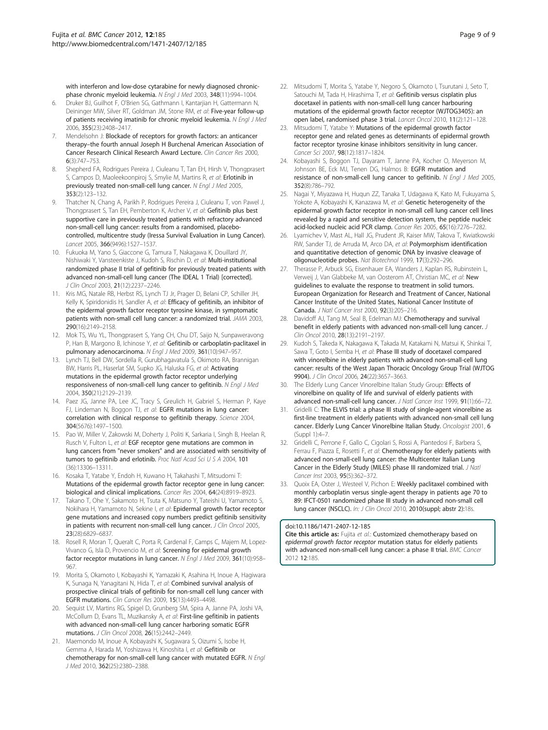with interferon and low-dose cytarabine for newly diagnosed chronic-phase chronic myeloid leukemia. *N Engl J Med* 2003, **348**(11):994–1004.

6. Druker BJ, Guilhot F, O'Brien SG, Gathmann I, Kantarjian H, Gattermann N, Deininger MW, Silver RT, Goldman JM, Stone RM, *et al*: **Five-year follow-up of patients receiving imatinib for chronic myeloid leukemia.** *N Engl J Med* 2006, **355**(23):2408–2417.
7. Mendelsohn J: **Blockade of receptors for growth factors: an anticancer therapy–the fourth annual Joseph H Burchenal American Association of Cancer Research Clinical Research Award Lecture.** *Clin Cancer Res* 2000, **6**(3):747–753.
8. Shepherd FA, Rodrigues Pereira J, Ciuleanu T, Tan EH, Hirsh V, Thongprasert S, Campos D, Maoleekoonpiroj S, Smylie M, Martins R, *et al*: **Erlotinib in previously treated non-small-cell lung cancer.** *N Engl J Med* 2005, **353**(2):123–132.
9. Thatcher N, Chang A, Parikh P, Rodrigues Pereira J, Ciuleanu T, von Pawel J, Thongprasert S, Tan EH, Pemberton K, Archer V, *et al*: **Gefitinib plus best supportive care in previously treated patients with refractory advanced non-small-cell lung cancer: results from a randomised, placebo-controlled, multicentre study (Iressa Survival Evaluation in Lung Cancer).** *Lancet* 2005, **366**(9496):1527–1537.
10. Fukuoka M, Yano S, Giaccone G, Tamura T, Nakagawa K, Douillard JY, Nishiwaki Y, Vansteenkiste J, Kudoh S, Rischin D, *et al*: **Multi-institutional randomized phase II trial of gefitinib for previously treated patients with advanced non-small-cell lung cancer (The IDEAL 1 Trial) [corrected].** *J Clin Oncol* 2003, **21**(12):2237–2246.
11. Kris MG, Natale RB, Herbst RS, Lynch TJ Jr, Prager D, Belani CP, Schiller JH, Kelly K, Spiridonidis H, Sandler A, *et al*: **Efficacy of gefitinib, an inhibitor of the epidermal growth factor receptor tyrosine kinase, in symptomatic patients with non-small cell lung cancer: a randomized trial.** *JAMA* 2003, **290**(16):2149–2158.
12. Mok TS, Wu YL, Thongprasert S, Yang CH, Chu DT, Saijo N, Sunpaweravong P, Han B, Margono B, Ichinose Y, *et al*: **Gefitinib or carboplatin-paclitaxel in pulmonary adenocarcinoma.** *N Engl J Med* 2009, **361**(10):947–957.
13. Lynch TJ, Bell DW, Sordella R, Gurubhagavatula S, Okimoto RA, Brannigan BW, Harris PL, Haserlat SM, Supko JG, Haluska FG, *et al*: **Activating mutations in the epidermal growth factor receptor underlying responsiveness of non-small-cell lung cancer to gefitinib.** *N Engl J Med* 2004, **350**(21):2129–2139.
14. Paez JG, Janne PA, Lee JC, Tracy S, Greulich H, Gabriel S, Herman P, Kaye FJ, Lindeman N, Boggon TJ, *et al*: **EGFR mutations in lung cancer: correlation with clinical response to gefitinib therapy.** *Science* 2004, **304**(5676):1497–1500.
15. Pao W, Miller V, Zakowski M, Doherty J, Politi K, Sarkaria I, Singh B, Heelan R, Rusch V, Fulton L, *et al*: **EGF receptor gene mutations are common in lung cancers from "never smokers" and are associated with sensitivity of tumors to gefitinib and erlotinib.** *Proc Natl Acad Sci U S A* 2004, **101** (36):13306–13311.
16. Kosaka T, Yatabe Y, Endoh H, Kuwano H, Takahashi T, Mitsudomi T: **Mutations of the epidermal growth factor receptor gene in lung cancer: biological and clinical implications.** *Cancer Res* 2004, **64**(24):8919–8923.
17. Takano T, Ohe Y, Sakamoto H, Tsuta K, Matsuno Y, Tateishi U, Yamamoto S, Nokihara H, Yamamoto N, Sekine I, *et al*: **Epidermal growth factor receptor gene mutations and increased copy numbers predict gefitinib sensitivity in patients with recurrent non-small-cell lung cancer.** *J Clin Oncol* 2005, **23**(28):6829–6837.
18. Rosell R, Moran T, Queralt C, Porta R, Cardenal F, Camps C, Majem M, Lopez-Vivanco G, Isla D, Provencio M, *et al*: **Screening for epidermal growth factor receptor mutations in lung cancer.** *N Engl J Med* 2009, **361**(10):958–967.
19. Morita S, Okamoto I, Kobayashi K, Yamazaki K, Asahina H, Inoue A, Hagiwara K, Sunaga N, Yanagitani N, Hida T, *et al*: **Combined survival analysis of prospective clinical trials of gefitinib for non-small cell lung cancer with EGFR mutations.** *Clin Cancer Res* 2009, **15**(13):4493–4498.
20. Sequist LV, Martins RG, Spigel D, Grunberg SM, Spira A, Janne PA, Joshi VA, McCollum D, Evans TL, Muzikansky A, *et al*: **First-line gefitinib in patients with advanced non-small-cell lung cancer harboring somatic EGFR mutations.** *J Clin Oncol* 2008, **26**(15):2442–2449.
21. Maemondo M, Inoue A, Kobayashi K, Sugawara S, Oizumi S, Isobe H, Gemma A, Harada M, Yoshizawa H, Kinoshita I, *et al*: **Gefitinib or chemotherapy for non-small-cell lung cancer with mutated EGFR.** *N Engl J Med* 2010, **362**(25):2380–2388.
22. Mitsudomi T, Morita S, Yatabe Y, Negoro S, Okamoto I, Tsurutani J, Seto T, Satouchi M, Tada H, Hirashima T, *et al*: **Gefitinib versus cisplatin plus docetaxel in patients with non-small-cell lung cancer harbouring mutations of the epidermal growth factor receptor (WJTOG3405): an open label, randomised phase 3 trial.** *Lancet Oncol* 2010, **11**(2):121–128.
23. Mitsudomi T, Yatabe Y: **Mutations of the epidermal growth factor receptor gene and related genes as determinants of epidermal growth factor receptor tyrosine kinase inhibitors sensitivity in lung cancer.** *Cancer Sci* 2007, **98**(12):1817–1824.
24. Kobayashi S, Boggon TJ, Dayaram T, Janne PA, Kocher O, Meyerson M, Johnson BE, Eck MJ, Tenen DG, Halmos B: **EGFR mutation and resistance of non-small-cell lung cancer to gefitinib.** *N Engl J Med* 2005, **352**(8):786–792.
25. Nagai Y, Miyazawa H, Huqun ZZ, Tanaka T, Udagawa K, Kato M, Fukuyama S, Yokote A, Kobayashi K, Kanazawa M, *et al*: **Genetic heterogeneity of the epidermal growth factor receptor in non-small cell lung cancer cell lines revealed by a rapid and sensitive detection system, the peptide nucleic acid-locked nucleic acid PCR clamp.** *Cancer Res* 2005, **65**(16):7276–7282.
26. Lyamichev V, Mast AL, Hall JG, Prudent JR, Kaiser MW, Takova T, Kwiatkowski RW, Sander TJ, de Arruda M, Arco DA, *et al*: **Polymorphism identification and quantitative detection of genomic DNA by invasive cleavage of oligonucleotide probes.** *Nat Biotechnol* 1999, **17**(3):292–296.
27. Therasse P, Arbuck SG, Eisenhauer EA, Wanders J, Kaplan RS, Rubinstein L, Verweij J, Van Glabbeke M, van Oosterom AT, Christian MC, *et al*: **New guidelines to evaluate the response to treatment in solid tumors. European Organization for Research and Treatment of Cancer, National Cancer Institute of the United States, National Cancer Institute of Canada.** *J Natl Cancer Inst* 2000, **92**(3):205–216.
28. Davidoff AJ, Tang M, Seal B, Edelman MJ: **Chemotherapy and survival benefit in elderly patients with advanced non-small-cell lung cancer.** *J Clin Oncol* 2010, **28**(13):2191–2197.
29. Kudoh S, Takeda K, Nakagawa K, Takada M, Katakami N, Matsui K, Shinkai T, Sawa T, Goto I, Semba H, *et al*: **Phase III study of docetaxel compared with vinorelbine in elderly patients with advanced non-small-cell lung cancer: results of the West Japan Thoracic Oncology Group Trial (WJTOG 9904).** *J Clin Oncol* 2006, **24**(22):3657–3663.
30. The Elderly Lung Cancer Vinorelbine Italian Study Group: **Effects of vinorelbine on quality of life and survival of elderly patients with advanced non-small-cell lung cancer.** *J Natl Cancer Inst* 1999, **91**(1):66–72.
31. Gridelli C: **The ELVIS trial: a phase III study of single-agent vinorelbine as first-line treatment in elderly patients with advanced non-small cell lung cancer. Elderly Lung Cancer Vinorelbine Italian Study.** *Oncologist* 2001, **6** (Suppl 1):4–7.
32. Gridelli C, Perrone F, Gallo C, Cigolari S, Rossi A, Piantedosi F, Barbera S, Ferrau F, Piazza E, Rosetti F, *et al*: **Chemotherapy for elderly patients with advanced non-small-cell lung cancer: the Multicenter Italian Lung Cancer in the Elderly Study (MILES) phase III randomized trial.** *J Natl Cancer Inst* 2003, **95**(5):362–372.
33. Quoix EA, Oster J, Westeel V, Pichon E: **Weekly paclitaxel combined with monthly carboplatin versus single-agent therapy in patients age 70 to 89: IFCT-0501 randomized phase III study in advanced non-small cell lung cancer (NSCLC).** *In: J Clin Oncol* 2010, **2010**(suppl; abstr 2):18s.

doi:10.1186/1471-2407-12-185

**Cite this article as:** Fujita *et al.*: Customized chemotherapy based on *epidermal growth factor receptor* mutation status for elderly patients with advanced non-small-cell lung cancer: a phase II trial. *BMC Cancer* 2012 **12**:185.